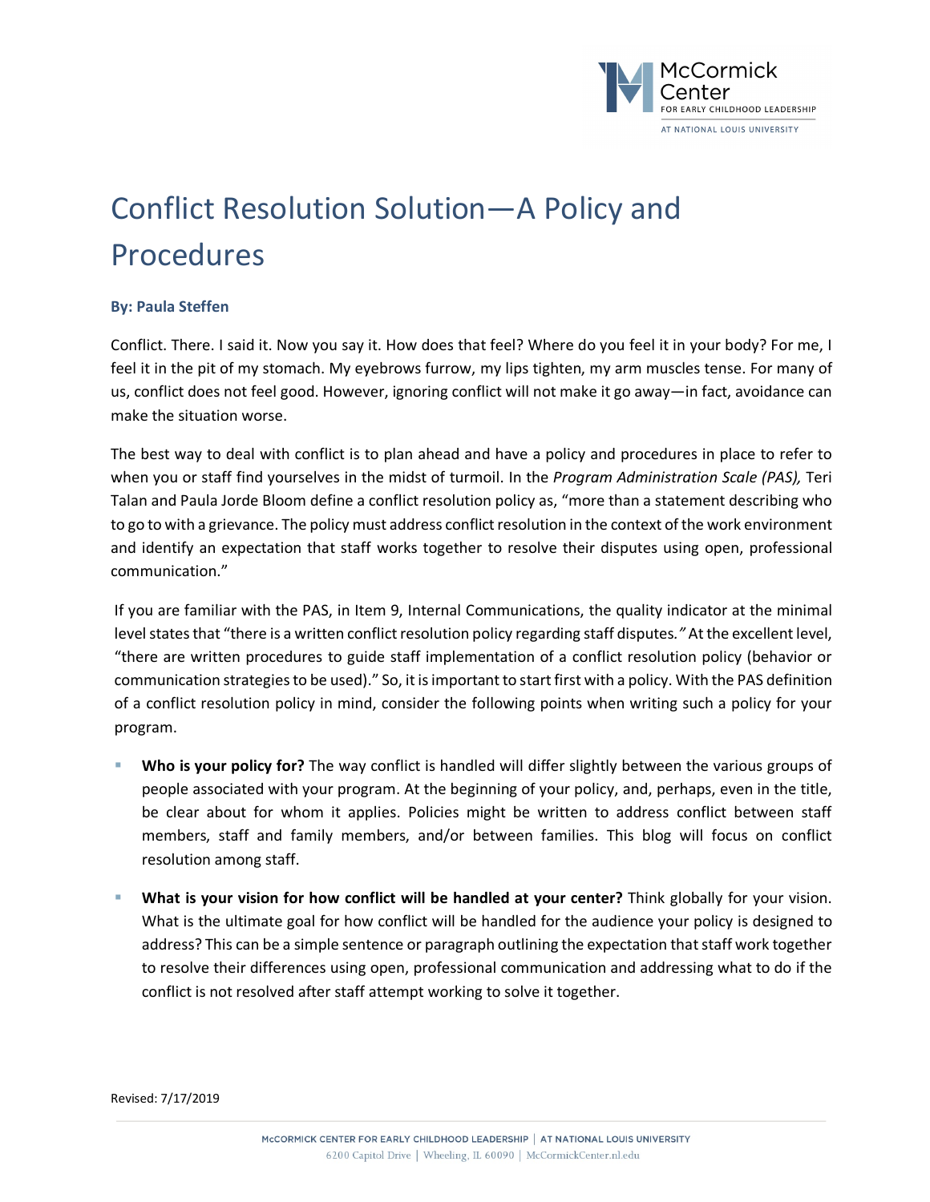# Conflict Resolution Solution—A Policy and Procedures

**By: Paula Steffen**

Conflict. There. I said it. Now you say it. How does that feel? Where do you feel it in your body? For me, I feel it in the pit of my stomach. My eyebrows furrow, my lips tighten, my arm muscles tense. For many of us, conflict does not feel good. However, ignoring conflict will not make it go away—in fact, avoidance can make the situation worse.

The best way to deal with conflict is to plan ahead and have a policy and procedures in place to refer to when you or staff find yourselves in the midst of turmoil. In the *Program Administration Scale (PAS),* Teri Talan and Paula Jorde Bloom define a conflict resolution policy as, "more than a statement describing who to go to with a grievance. The policy must address conflict resolution in the context of the work environment and identify an expectation that staff works together to resolve their disputes using open, professional communication."

If you are familiar with the PAS, in Item 9, Internal Communications, the quality indicator at the minimal level states that "there is a written conflict resolution policy regarding staff disputes." At the excellent level, "there are written procedures to guide staff implementation of a conflict resolution policy (behavior or communication strategies to be used)." So, it is important to start first with a policy. With the PAS definition of a conflict resolution policy in mind, consider the following points when writing such a policy for your program.

- **Who is your policy for?** The way conflict is handled will differ slightly between the various groups of people associated with your program. At the beginning of your policy, and, perhaps, even in the title, be clear about for whom it applies. Policies might be written to address conflict between staff members, staff and family members, and/or between families. This blog will focus on conflict resolution among staff.
- **What is your vision for how conflict will be handled at your center?** Think globally for your vision. What is the ultimate goal for how conflict will be handled for the audience your policy is designed to address? This can be a simple sentence or paragraph outlining the expectation that staff work together to resolve their differences using open, professional communication and addressing what to do if the conflict is not resolved after staff attempt working to solve it together.

Revised: 7/17/2019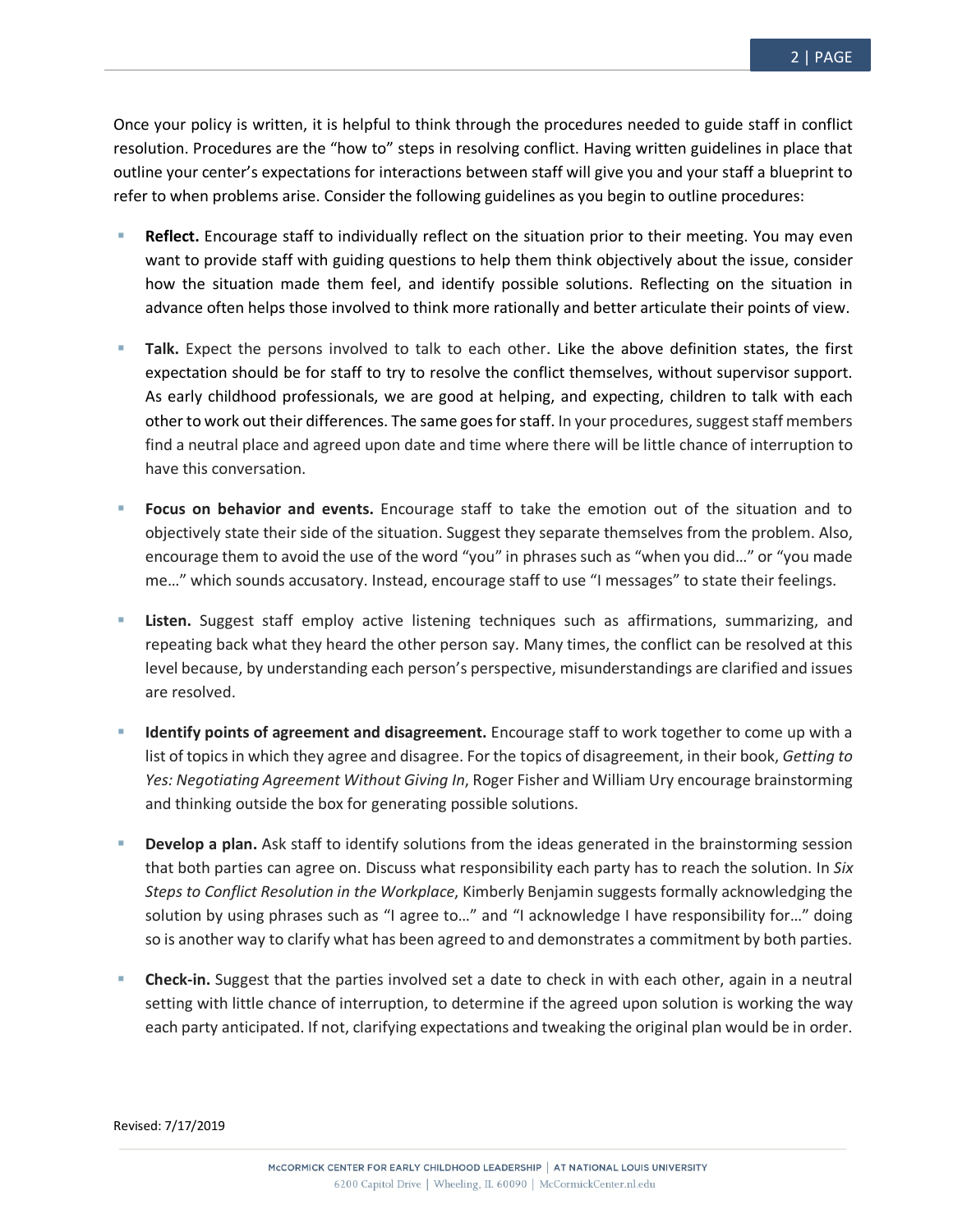Once your policy is written, it is helpful to think through the procedures needed to guide staff in conflict resolution. Procedures are the "how to" steps in resolving conflict. Having written guidelines in place that outline your center's expectations for interactions between staff will give you and your staff a blueprint to refer to when problems arise. Consider the following guidelines as you begin to outline procedures:

- **Reflect.** Encourage staff to individually reflect on the situation prior to their meeting. You may even want to provide staff with guiding questions to help them think objectively about the issue, consider how the situation made them feel, and identify possible solutions. Reflecting on the situation in advance often helps those involved to think more rationally and better articulate their points of view.

- **Talk.** Expect the persons involved to talk to each other. Like the above definition states, the first expectation should be for staff to try to resolve the conflict themselves, without supervisor support. As early childhood professionals, we are good at helping, and expecting, children to talk with each other to work out their differences. The same goes for staff. In your procedures, suggest staff members find a neutral place and agreed upon date and time where there will be little chance of interruption to have this conversation.

- **Focus on behavior and events.** Encourage staff to take the emotion out of the situation and to objectively state their side of the situation. Suggest they separate themselves from the problem. Also, encourage them to avoid the use of the word "you" in phrases such as "when you did…" or "you made me…" which sounds accusatory. Instead, encourage staff to use "I messages" to state their feelings.

- **Listen.** Suggest staff employ active listening techniques such as affirmations, summarizing, and repeating back what they heard the other person say. Many times, the conflict can be resolved at this level because, by understanding each person's perspective, misunderstandings are clarified and issues are resolved.

- **Identify points of agreement and disagreement.** Encourage staff to work together to come up with a list of topics in which they agree and disagree. For the topics of disagreement, in their book, *Getting to Yes: Negotiating Agreement Without Giving In*, Roger Fisher and William Ury encourage brainstorming and thinking outside the box for generating possible solutions.

- **Develop a plan.** Ask staff to identify solutions from the ideas generated in the brainstorming session that both parties can agree on. Discuss what responsibility each party has to reach the solution. In *Six Steps to Conflict Resolution in the Workplace*, Kimberly Benjamin suggests formally acknowledging the solution by using phrases such as "I agree to…" and "I acknowledge I have responsibility for…" doing so is another way to clarify what has been agreed to and demonstrates a commitment by both parties.

- **Check-in.** Suggest that the parties involved set a date to check in with each other, again in a neutral setting with little chance of interruption, to determine if the agreed upon solution is working the way each party anticipated. If not, clarifying expectations and tweaking the original plan would be in order.

Revised: 7/17/2019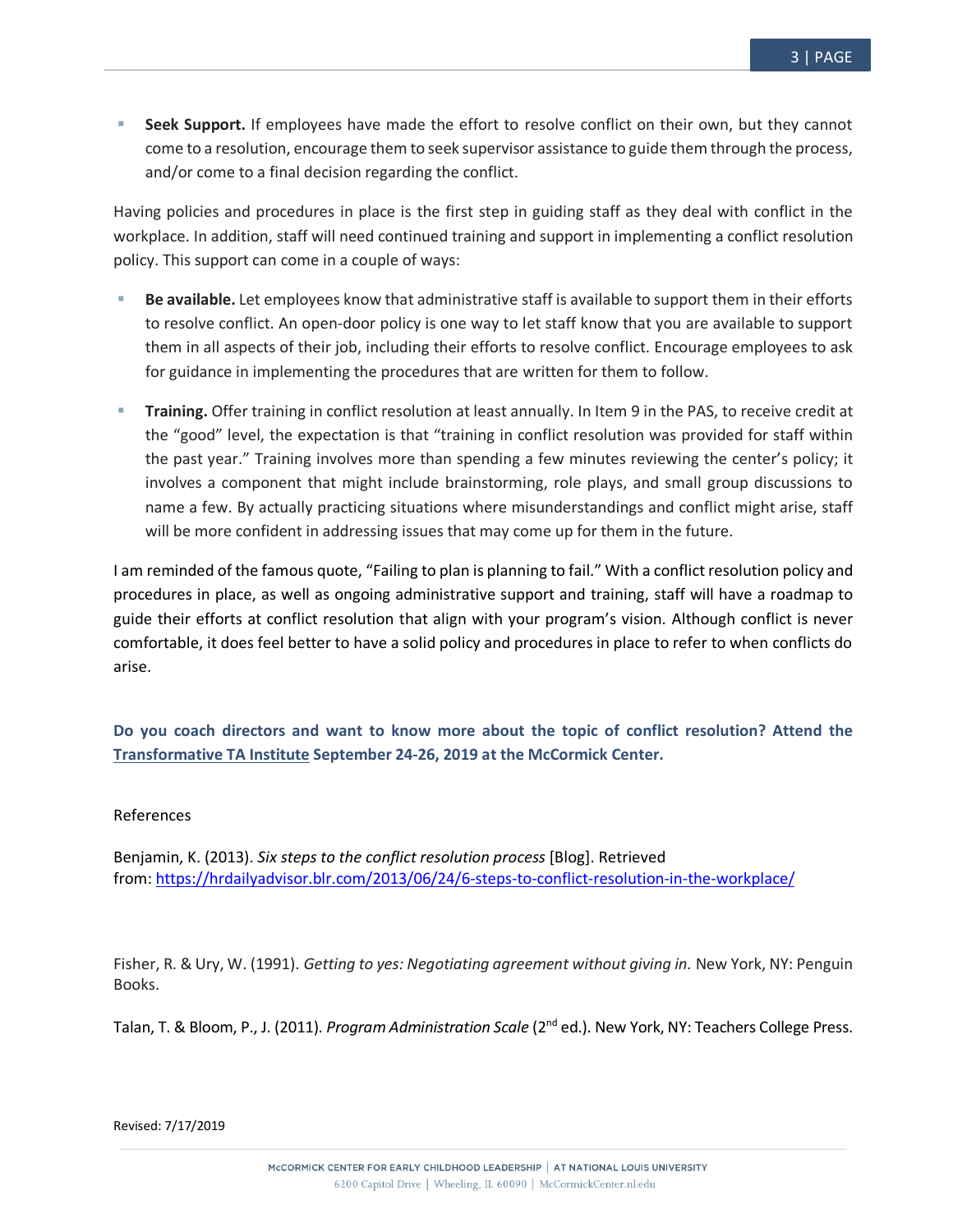- **Seek Support.** If employees have made the effort to resolve conflict on their own, but they cannot come to a resolution, encourage them to seek supervisor assistance to guide them through the process, and/or come to a final decision regarding the conflict.

Having policies and procedures in place is the first step in guiding staff as they deal with conflict in the workplace. In addition, staff will need continued training and support in implementing a conflict resolution policy. This support can come in a couple of ways:

- **Be available.** Let employees know that administrative staff is available to support them in their efforts to resolve conflict. An open-door policy is one way to let staff know that you are available to support them in all aspects of their job, including their efforts to resolve conflict. Encourage employees to ask for guidance in implementing the procedures that are written for them to follow.

- **Training.** Offer training in conflict resolution at least annually. In Item 9 in the PAS, to receive credit at the "good" level, the expectation is that "training in conflict resolution was provided for staff within the past year." Training involves more than spending a few minutes reviewing the center's policy; it involves a component that might include brainstorming, role plays, and small group discussions to name a few. By actually practicing situations where misunderstandings and conflict might arise, staff will be more confident in addressing issues that may come up for them in the future.

I am reminded of the famous quote, "Failing to plan is planning to fail." With a conflict resolution policy and procedures in place, as well as ongoing administrative support and training, staff will have a roadmap to guide their efforts at conflict resolution that align with your program's vision. Although conflict is never comfortable, it does feel better to have a solid policy and procedures in place to refer to when conflicts do arise.

**Do you coach directors and want to know more about the topic of conflict resolution? Attend the Transformative TA Institute September 24-26, 2019 at the McCormick Center.**

References

Benjamin, K. (2013). *Six steps to the conflict resolution process* [Blog]. Retrieved from: https://hrdailyadvisor.blr.com/2013/06/24/6-steps-to-conflict-resolution-in-the-workplace/

Fisher, R. & Ury, W. (1991). *Getting to yes: Negotiating agreement without giving in.* New York, NY: Penguin Books.

Talan, T. & Bloom, P., J. (2011). *Program Administration Scale* (2nd ed.). New York, NY: Teachers College Press.

Revised: 7/17/2019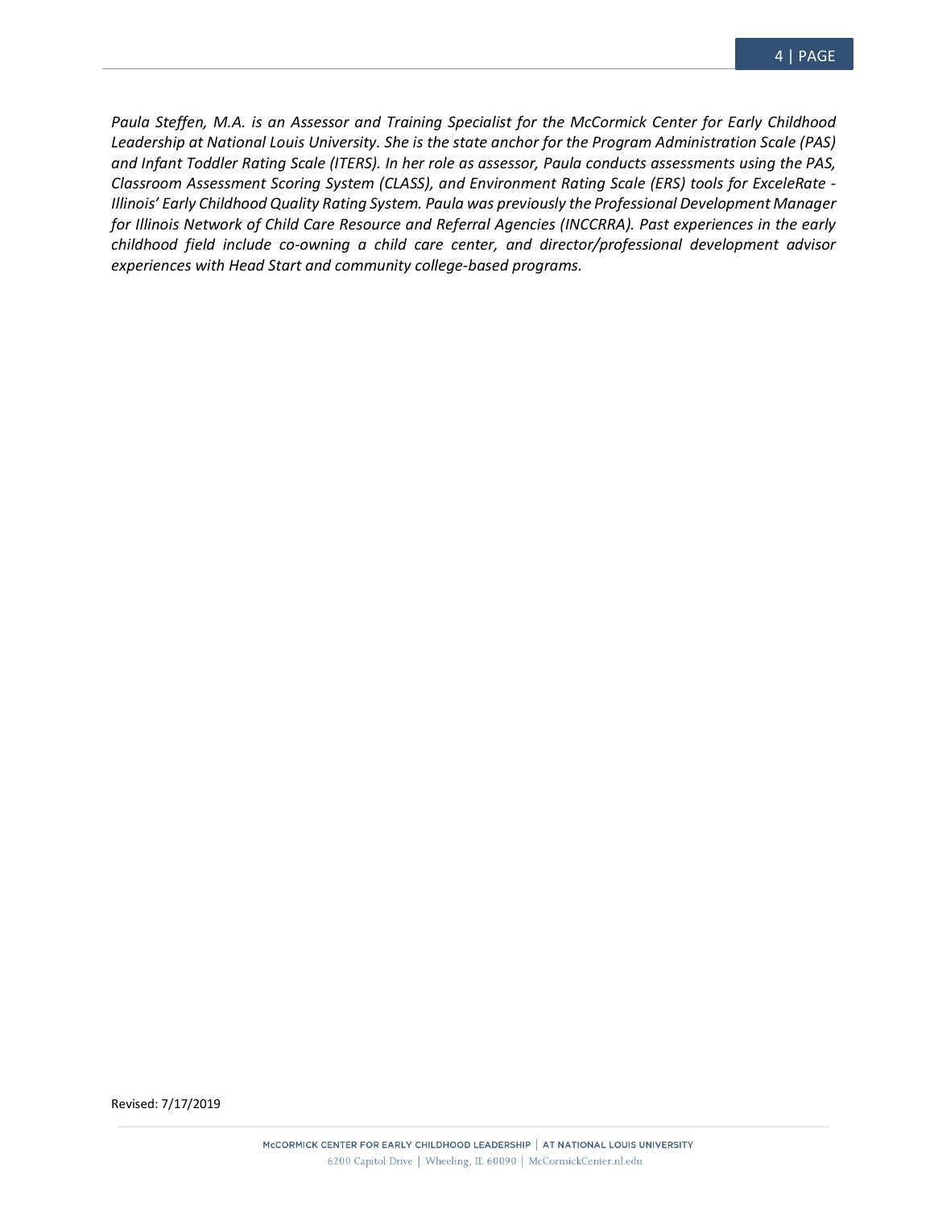*Paula Steffen, M.A. is an Assessor and Training Specialist for the McCormick Center for Early Childhood Leadership at National Louis University. She is the state anchor for the Program Administration Scale (PAS) and Infant Toddler Rating Scale (ITERS). In her role as assessor, Paula conducts assessments using the PAS, Classroom Assessment Scoring System (CLASS), and Environment Rating Scale (ERS) tools for ExceleRate - Illinois' Early Childhood Quality Rating System. Paula was previously the Professional Development Manager for Illinois Network of Child Care Resource and Referral Agencies (INCCRRA). Past experiences in the early childhood field include co-owning a child care center, and director/professional development advisor experiences with Head Start and community college-based programs.*

Revised: 7/17/2019